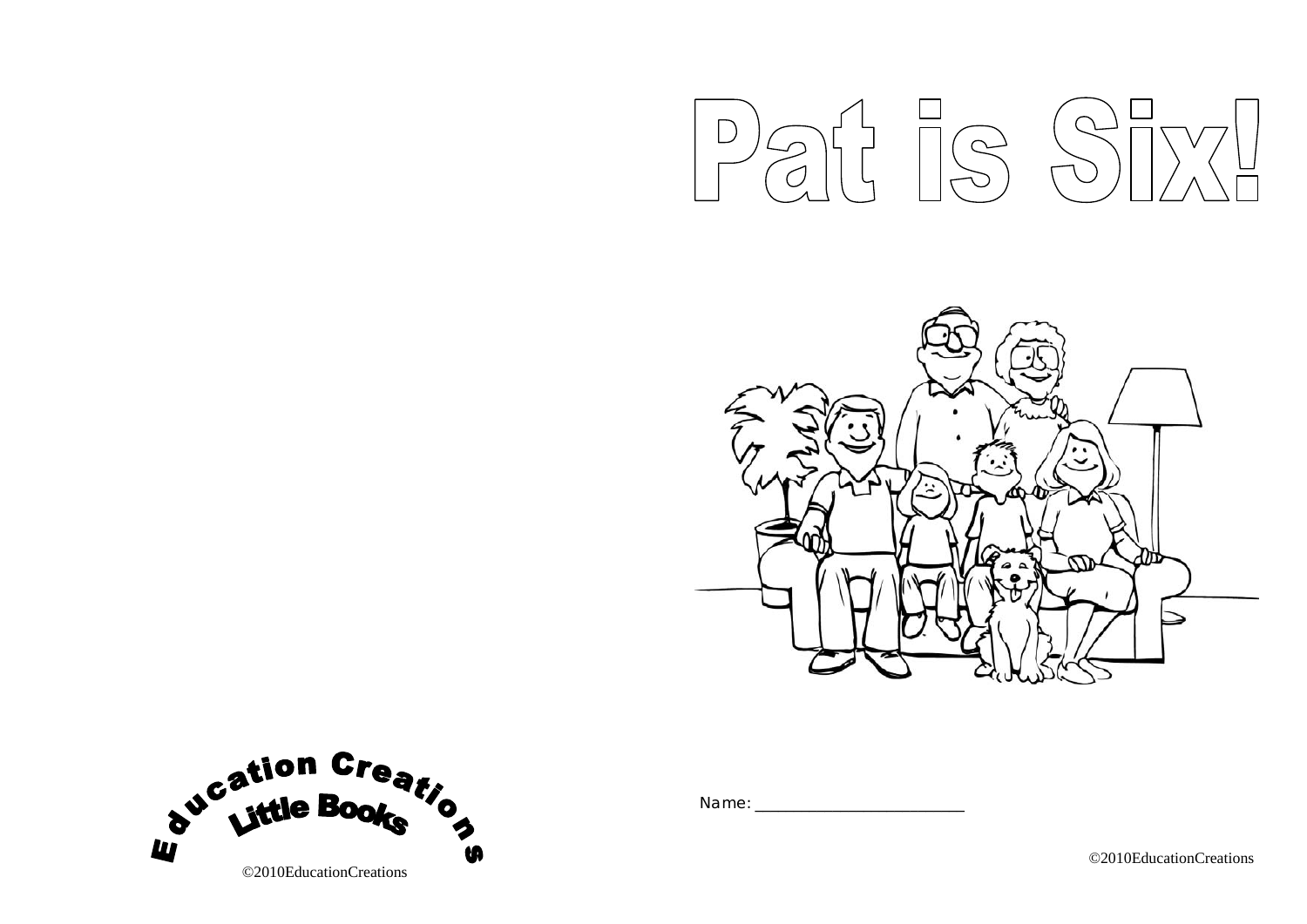Education Creations
Little Books

©2010EducationCreations

# Pat is Six!

Name: ______________________

©2010EducationCreations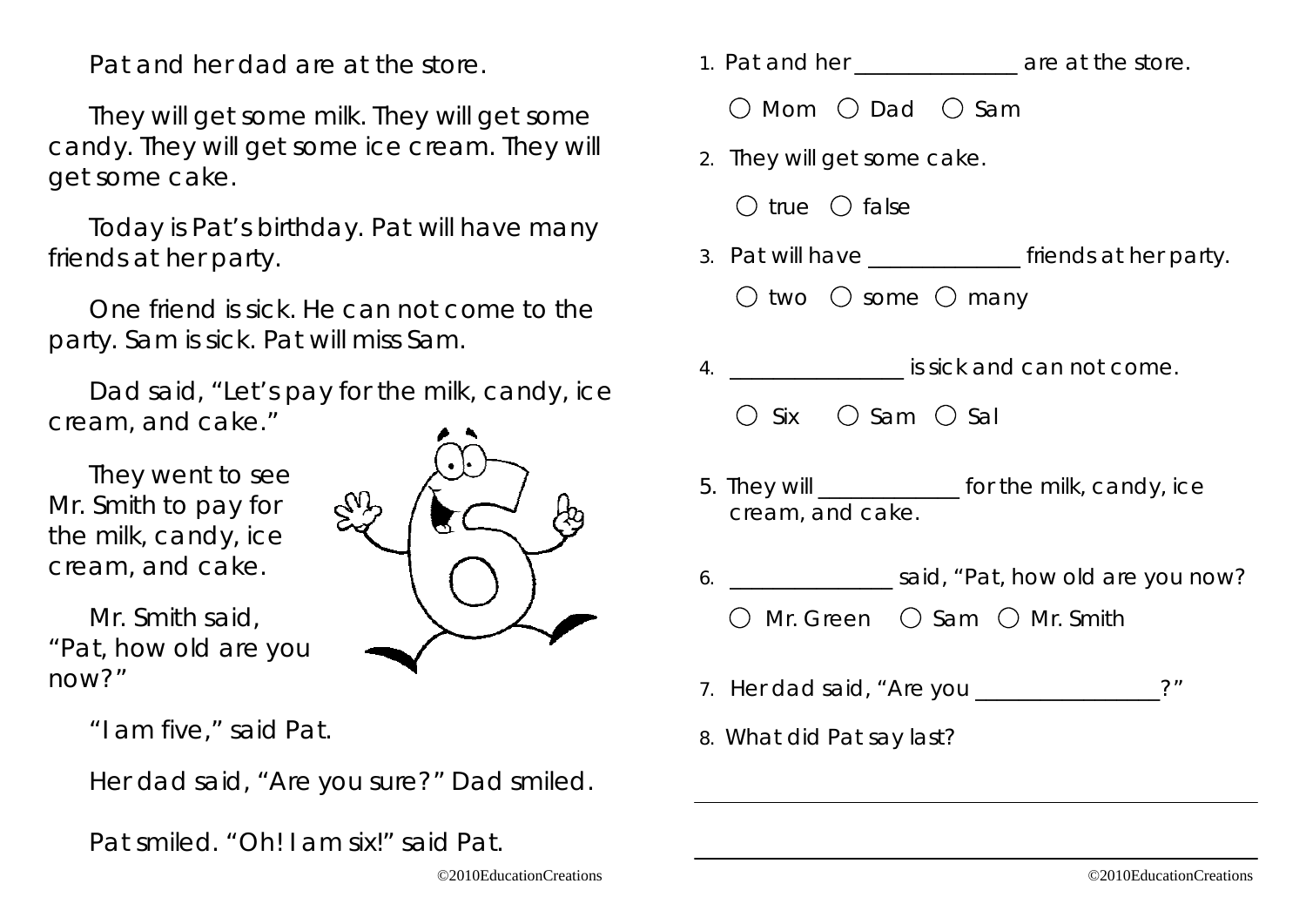Pat and her dad are at the store.

They will get some milk. They will get some candy. They will get some ice cream. They will get some cake.

Today is Pat's birthday. Pat will have many friends at her party.

One friend is sick. He can not come to the party. Sam is sick. Pat will miss Sam.

Dad said, "Let's pay for the milk, candy, ice cream, and cake."

They went to see Mr. Smith to pay for the milk, candy, ice cream, and cake.

Mr. Smith said, "Pat, how old are you now?"

"I am five," said Pat.

Her dad said, "Are you sure?" Dad smiled.

Pat smiled. "Oh! I am six!" said Pat.

1. Pat and her ______________ are at the store.

   ○ Mom ○ Dad ○ Sam

2. They will get some cake.

   ○ true ○ false

3. Pat will have ______________ friends at her party.

   ○ two ○ some ○ many

4. ________________ is sick and can not come.

   ○ Six ○ Sam ○ Sal

5. They will _____________ for the milk, candy, ice cream, and cake.

6. _______________ said, "Pat, how old are you now?

   ○ Mr. Green ○ Sam ○ Mr. Smith

7. Her dad said, "Are you _________________?"

8. What did Pat say last?

______________________________________________

______________________________________________